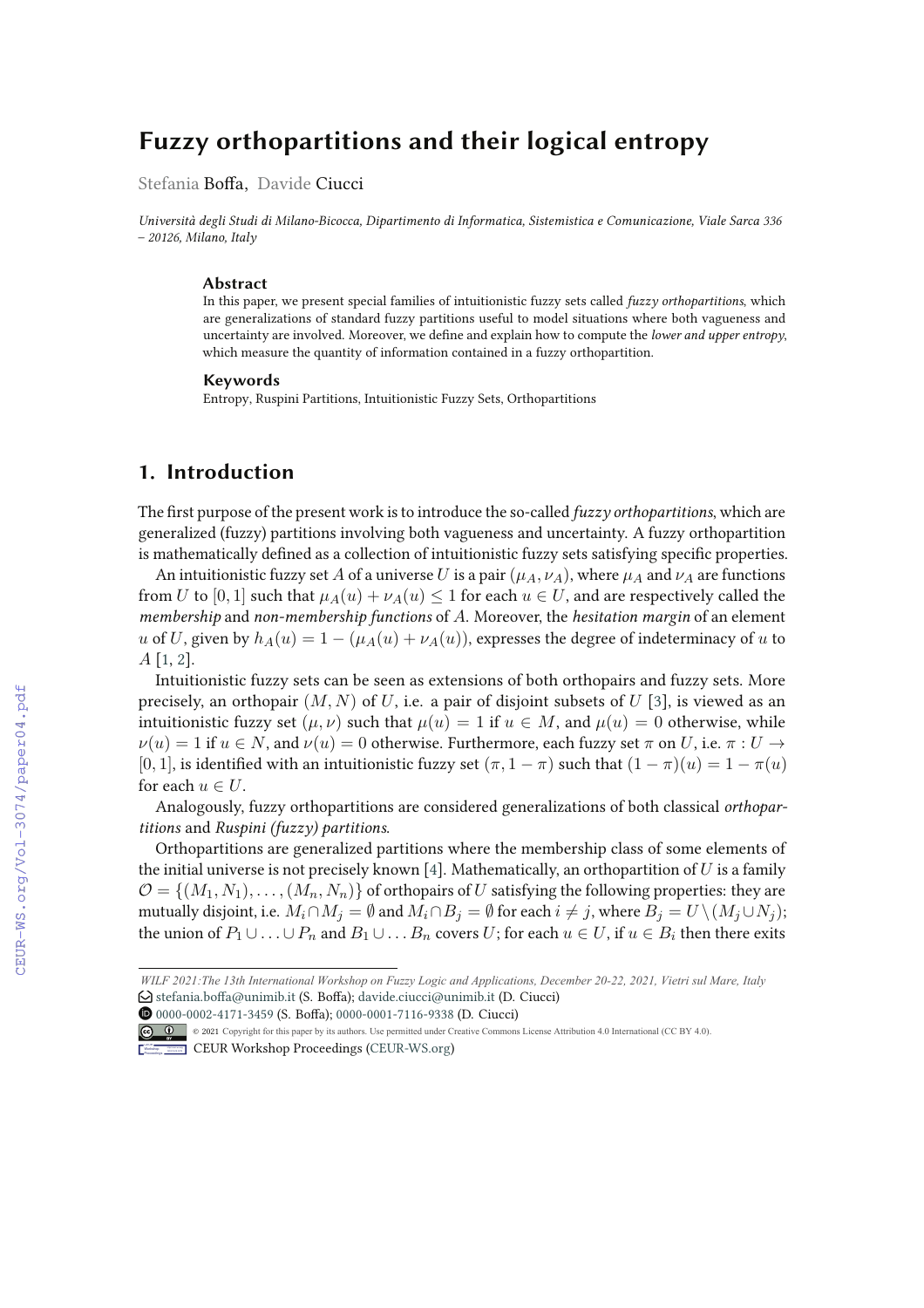# Fuzzy orthopartitions and their logical entropy

Stefania Boffa, Davide Ciucci

*Università degli Studi di Milano-Bicocca, Dipartimento di Informatica, Sistemistica e Comunicazione, Viale Sarca 336 – 20126, Milano, Italy*

### Abstract

In this paper, we present special families of intuitionistic fuzzy sets called *fuzzy orthopartitions*, which are generalizations of standard fuzzy partitions useful to model situations where both vagueness and uncertainty are involved. Moreover, we define and explain how to compute the *lower and upper entropy*, which measure the quantity of information contained in a fuzzy orthopartition.

### Keywords

Entropy, Ruspini Partitions, Intuitionistic Fuzzy Sets, Orthopartitions

## 1. Introduction

The first purpose of the present work is to introduce the so-called *fuzzy orthopartitions*, which are generalized (fuzzy) partitions involving both vagueness and uncertainty. A fuzzy orthopartition is mathematically defined as a collection of intuitionistic fuzzy sets satisfying specific properties.

An intuitionistic fuzzy set $A$ of a universe $U$ is a pair $(\mu_A, \nu_A)$, where $\mu_A$ and $\nu_A$ are functions from $U$ to $[0, 1]$ such that $\mu_A(u) + \nu_A(u) \leq 1$ for each $u \in U$, and are respectively called the *membership* and *non-membership functions* of $A$. Moreover, the *hesitation margin* of an element $u$ of $U$, given by $h_A(u) = 1 - (\mu_A(u) + \nu_A(u))$, expresses the degree of indeterminacy of $u$ to $A$ [1, 2].

Intuitionistic fuzzy sets can be seen as extensions of both orthopairs and fuzzy sets. More precisely, an orthopair $(M, N)$ of $U$, i.e. a pair of disjoint subsets of $U$ [3], is viewed as an intuitionistic fuzzy set $(\mu, \nu)$ such that $\mu(u) = 1$ if $u \in M$, and $\mu(u) = 0$ otherwise, while $\nu(u) = 1$ if $u \in N$, and $\nu(u) = 0$ otherwise. Furthermore, each fuzzy set $\pi$ on $U$, i.e. $\pi : U \to [0, 1]$, is identified with an intuitionistic fuzzy set $(\pi, 1 - \pi)$ such that $(1 - \pi)(u) = 1 - \pi(u)$ for each $u \in U$.

Analogously, fuzzy orthopartitions are considered generalizations of both classical *orthopartitions* and *Ruspini (fuzzy) partitions*.

Orthopartitions are generalized partitions where the membership class of some elements of the initial universe is not precisely known [4]. Mathematically, an orthopartition of $U$ is a family $\mathcal{O} = \{(M_1, N_1), \ldots, (M_n, N_n)\}$ of orthopairs of $U$ satisfying the following properties: they are mutually disjoint, i.e. $M_i \cap M_j = \emptyset$ and $M_i \cap B_j = \emptyset$ for each $i \neq j$, where $B_j = U \setminus (M_j \cup N_j)$; the union of $P_1 \cup \ldots \cup P_n$ and $B_1 \cup \ldots B_n$ covers $U$; for each $u \in U$, if $u \in B_i$ then there exits

WILF 2021:The 13th International Workshop on Fuzzy Logic and Applications, December 20-22, 2021, Vietri sul Mare, Italy
stefania.boffa@unimib.it (S. Boffa); davide.ciucci@unimib.it (D. Ciucci)
0000-0002-4171-3459 (S. Boffa); 0000-0001-7116-9338 (D. Ciucci)
© 2021 Copyright for this paper by its authors. Use permitted under Creative Commons License Attribution 4.0 International (CC BY 4.0).
CEUR Workshop Proceedings (CEUR-WS.org)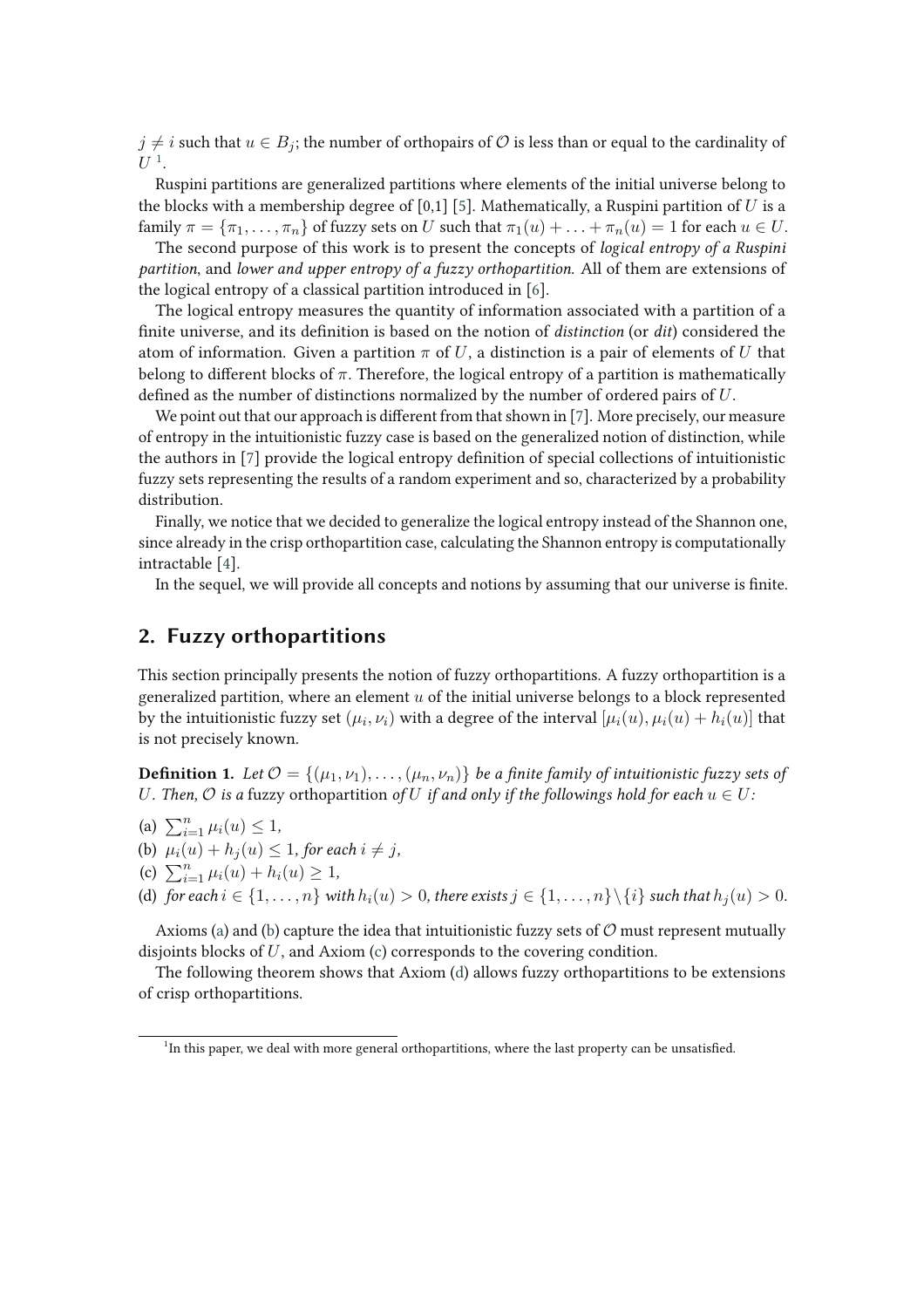$j \neq i$ such that $u \in B_j$; the number of orthopairs of $\mathcal{O}$ is less than or equal to the cardinality of $U$ [1].

Ruspini partitions are generalized partitions where elements of the initial universe belong to the blocks with a membership degree of [0,1] [5]. Mathematically, a Ruspini partition of $U$ is a family $\pi = \{\pi_1, \ldots, \pi_n\}$ of fuzzy sets on $U$ such that $\pi_1(u) + \ldots + \pi_n(u) = 1$ for each $u \in U$.

The second purpose of this work is to present the concepts of *logical entropy of a Ruspini partition*, and *lower and upper entropy of a fuzzy orthopartition*. All of them are extensions of the logical entropy of a classical partition introduced in [6].

The logical entropy measures the quantity of information associated with a partition of a finite universe, and its definition is based on the notion of *distinction* (or *dit*) considered the atom of information. Given a partition $\pi$ of $U$, a distinction is a pair of elements of $U$ that belong to different blocks of $\pi$. Therefore, the logical entropy of a partition is mathematically defined as the number of distinctions normalized by the number of ordered pairs of $U$.

We point out that our approach is different from that shown in [7]. More precisely, our measure of entropy in the intuitionistic fuzzy case is based on the generalized notion of distinction, while the authors in [7] provide the logical entropy definition of special collections of intuitionistic fuzzy sets representing the results of a random experiment and so, characterized by a probability distribution.

Finally, we notice that we decided to generalize the logical entropy instead of the Shannon one, since already in the crisp orthopartition case, calculating the Shannon entropy is computationally intractable [4].

In the sequel, we will provide all concepts and notions by assuming that our universe is finite.

## 2. Fuzzy orthopartitions

This section principally presents the notion of fuzzy orthopartitions. A fuzzy orthopartition is a generalized partition, where an element $u$ of the initial universe belongs to a block represented by the intuitionistic fuzzy set $(\mu_i, \nu_i)$ with a degree of the interval $[\mu_i(u), \mu_i(u) + h_i(u)]$ that is not precisely known.

**Definition 1.** *Let $\mathcal{O} = \{(\mu_1, \nu_1), \ldots, (\mu_n, \nu_n)\}$ be a finite family of intuitionistic fuzzy sets of $U$. Then, $\mathcal{O}$ is a* fuzzy orthopartition *of $U$ if and only if the followings hold for each $u \in U$:*

(a) $\sum_{i=1}^{n} \mu_i(u) \leq 1$,

(b) $\mu_i(u) + h_j(u) \leq 1$, *for each $i \neq j$,*

(c) $\sum_{i=1}^{n} \mu_i(u) + h_i(u) \geq 1$,

(d) *for each $i \in \{1, \ldots, n\}$ with $h_i(u) > 0$, there exists $j \in \{1, \ldots, n\} \setminus \{i\}$ such that $h_j(u) > 0$.*

Axioms (a) and (b) capture the idea that intuitionistic fuzzy sets of $\mathcal{O}$ must represent mutually disjoints blocks of $U$, and Axiom (c) corresponds to the covering condition.

The following theorem shows that Axiom (d) allows fuzzy orthopartitions to be extensions of crisp orthopartitions.

[1] In this paper, we deal with more general orthopartitions, where the last property can be unsatisfied.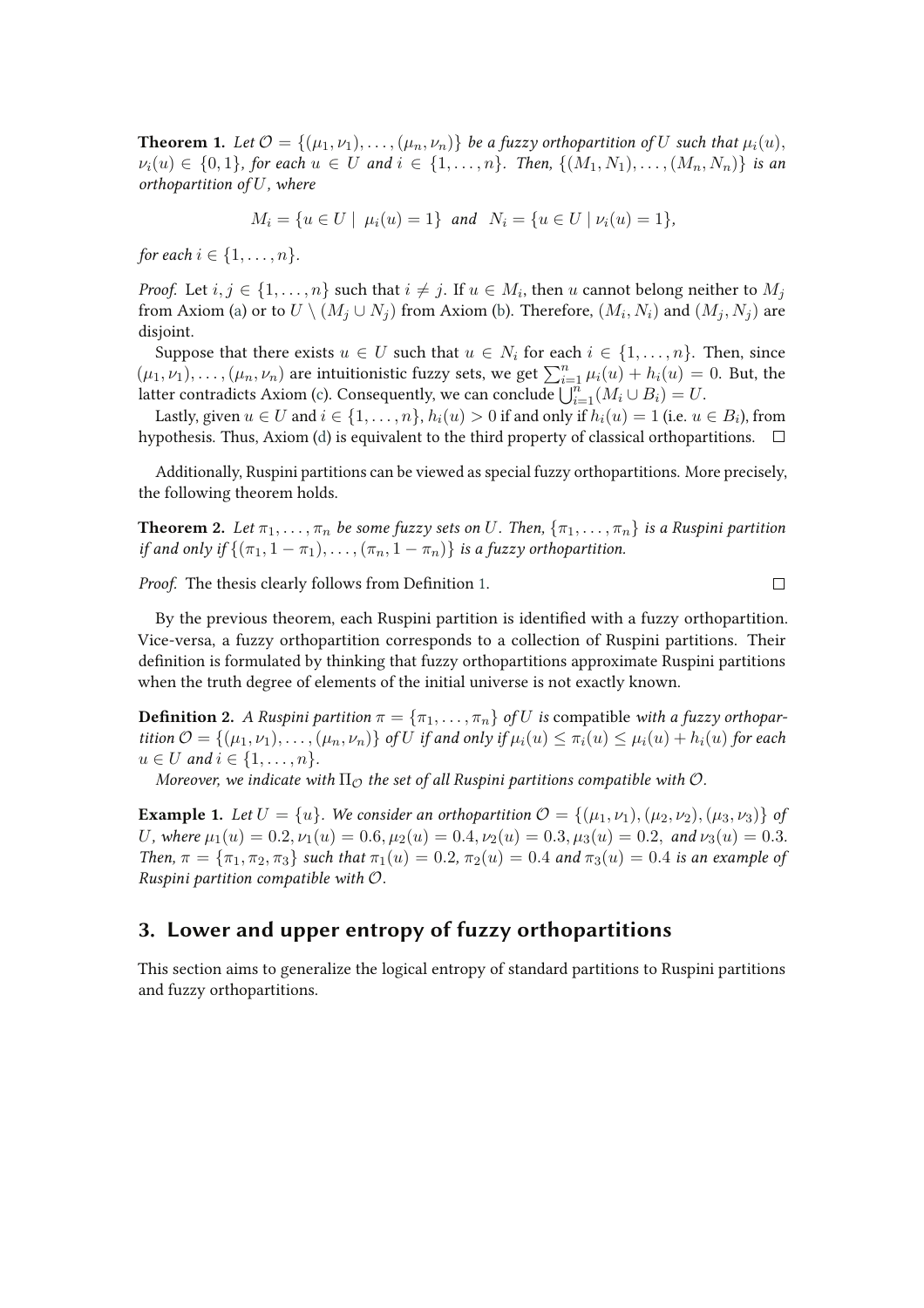**Theorem 1.** *Let $\mathcal{O} = \{(\mu_1, \nu_1), \ldots, (\mu_n, \nu_n)\}$ be a fuzzy orthopartition of $U$ such that $\mu_i(u)$, $\nu_i(u) \in \{0, 1\}$, for each $u \in U$ and $i \in \{1, \ldots, n\}$. Then, $\{(M_1, N_1), \ldots, (M_n, N_n)\}$ is an orthopartition of $U$, where*

$$M_i = \{u \in U \mid \mu_i(u) = 1\} \text{ and } N_i = \{u \in U \mid \nu_i(u) = 1\},$$

*for each $i \in \{1, \ldots, n\}$.*

*Proof.* Let $i, j \in \{1, \ldots, n\}$ such that $i \neq j$. If $u \in M_i$, then $u$ cannot belong neither to $M_j$ from Axiom (a) or to $U \setminus (M_j \cup N_j)$ from Axiom (b). Therefore, $(M_i, N_i)$ and $(M_j, N_j)$ are disjoint.

Suppose that there exists $u \in U$ such that $u \in N_i$ for each $i \in \{1, \ldots, n\}$. Then, since $(\mu_1, \nu_1), \ldots, (\mu_n, \nu_n)$ are intuitionistic fuzzy sets, we get $\sum_{i=1}^{n} \mu_i(u) + h_i(u) = 0$. But, the latter contradicts Axiom (c). Consequently, we can conclude $\bigcup_{i=1}^{n}(M_i \cup B_i) = U$.

Lastly, given $u \in U$ and $i \in \{1, \ldots, n\}$, $h_i(u) > 0$ if and only if $h_i(u) = 1$ (i.e. $u \in B_i$), from hypothesis. Thus, Axiom (d) is equivalent to the third property of classical orthopartitions. □

Additionally, Ruspini partitions can be viewed as special fuzzy orthopartitions. More precisely, the following theorem holds.

**Theorem 2.** *Let $\pi_1, \ldots, \pi_n$ be some fuzzy sets on $U$. Then, $\{\pi_1, \ldots, \pi_n\}$ is a Ruspini partition if and only if $\{(\pi_1, 1 - \pi_1), \ldots, (\pi_n, 1 - \pi_n)\}$ is a fuzzy orthopartition.*

*Proof.* The thesis clearly follows from Definition 1. □

By the previous theorem, each Ruspini partition is identified with a fuzzy orthopartition. Vice-versa, a fuzzy orthopartition corresponds to a collection of Ruspini partitions. Their definition is formulated by thinking that fuzzy orthopartitions approximate Ruspini partitions when the truth degree of elements of the initial universe is not exactly known.

**Definition 2.** *A Ruspini partition $\pi = \{\pi_1, \ldots, \pi_n\}$ of $U$ is* compatible *with a fuzzy orthopartition $\mathcal{O} = \{(\mu_1, \nu_1), \ldots, (\mu_n, \nu_n)\}$ of $U$ if and only if $\mu_i(u) \leq \pi_i(u) \leq \mu_i(u) + h_i(u)$ for each $u \in U$ and $i \in \{1, \ldots, n\}$.*

*Moreover, we indicate with $\Pi_{\mathcal{O}}$ the set of all Ruspini partitions compatible with $\mathcal{O}$.*

**Example 1.** *Let $U = \{u\}$. We consider an orthopartition $\mathcal{O} = \{(\mu_1, \nu_1), (\mu_2, \nu_2), (\mu_3, \nu_3)\}$ of $U$, where $\mu_1(u) = 0.2, \nu_1(u) = 0.6, \mu_2(u) = 0.4, \nu_2(u) = 0.3, \mu_3(u) = 0.2,$ and $\nu_3(u) = 0.3$. Then, $\pi = \{\pi_1, \pi_2, \pi_3\}$ such that $\pi_1(u) = 0.2$, $\pi_2(u) = 0.4$ and $\pi_3(u) = 0.4$ is an example of Ruspini partition compatible with $\mathcal{O}$.*

## 3. Lower and upper entropy of fuzzy orthopartitions

This section aims to generalize the logical entropy of standard partitions to Ruspini partitions and fuzzy orthopartitions.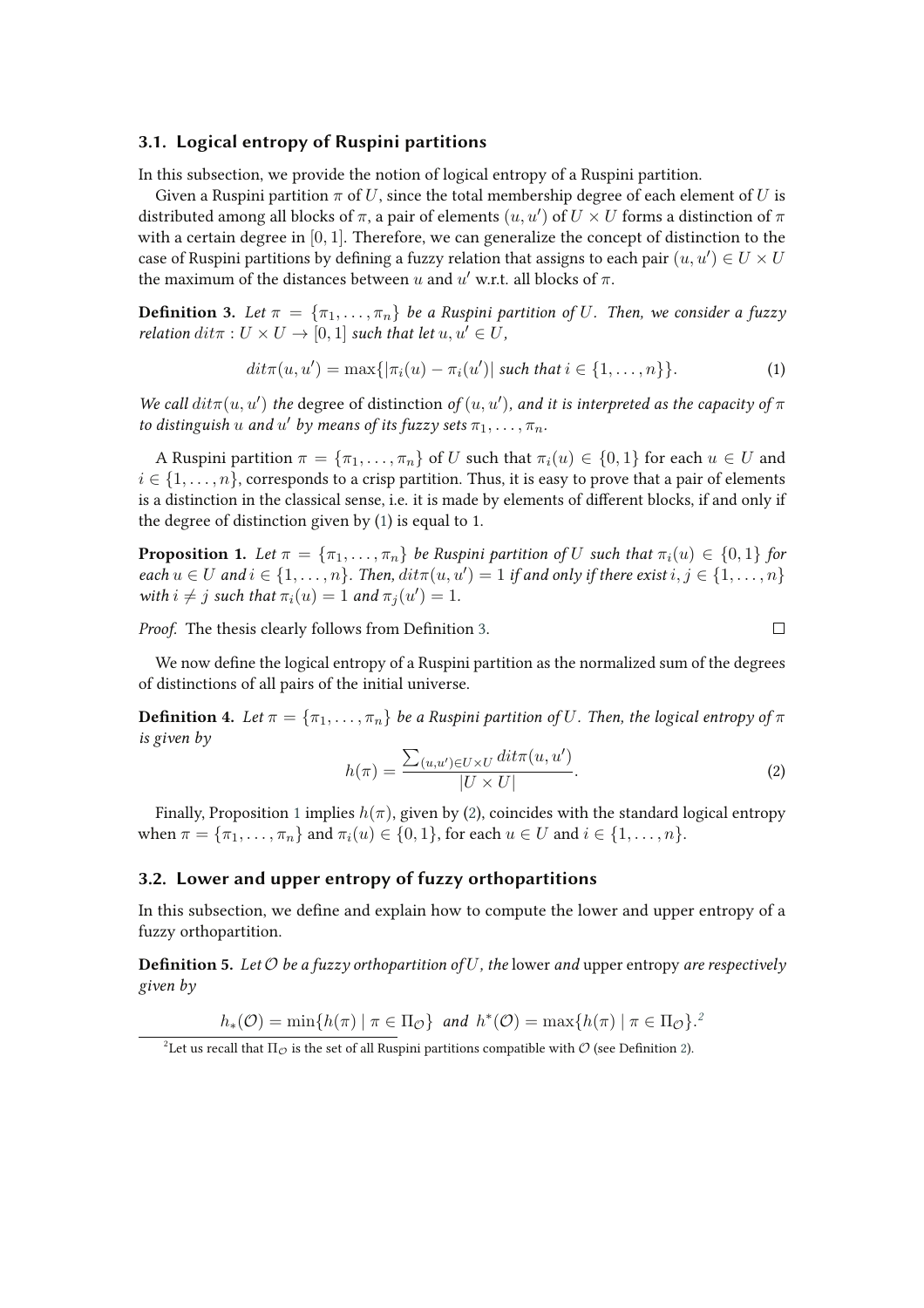### 3.1. Logical entropy of Ruspini partitions

In this subsection, we provide the notion of logical entropy of a Ruspini partition.

Given a Ruspini partition $\pi$ of $U$, since the total membership degree of each element of $U$ is distributed among all blocks of $\pi$, a pair of elements $(u, u')$ of $U \times U$ forms a distinction of $\pi$ with a certain degree in $[0, 1]$. Therefore, we can generalize the concept of distinction to the case of Ruspini partitions by defining a fuzzy relation that assigns to each pair $(u, u') \in U \times U$ the maximum of the distances between $u$ and $u'$ w.r.t. all blocks of $\pi$.

**Definition 3.** *Let $\pi = \{\pi_1, \dots, \pi_n\}$ be a Ruspini partition of $U$. Then, we consider a fuzzy relation $dit\pi : U \times U \to [0, 1]$ such that let $u, u' \in U$,*

$$dit\pi(u, u') = \max\{|\pi_i(u) - \pi_i(u')| \text{ such that } i \in \{1, \dots, n\}\}. \tag{1}$$

*We call $dit\pi(u, u')$ the* degree of distinction *of $(u, u')$, and it is interpreted as the capacity of $\pi$ to distinguish $u$ and $u'$ by means of its fuzzy sets $\pi_1, \dots, \pi_n$.*

A Ruspini partition $\pi = \{\pi_1, \dots, \pi_n\}$ of $U$ such that $\pi_i(u) \in \{0, 1\}$ for each $u \in U$ and $i \in \{1, \dots, n\}$, corresponds to a crisp partition. Thus, it is easy to prove that a pair of elements is a distinction in the classical sense, i.e. it is made by elements of different blocks, if and only if the degree of distinction given by (1) is equal to 1.

**Proposition 1.** *Let $\pi = \{\pi_1, \dots, \pi_n\}$ be Ruspini partition of $U$ such that $\pi_i(u) \in \{0, 1\}$ for each $u \in U$ and $i \in \{1, \dots, n\}$. Then, $dit\pi(u, u') = 1$ if and only if there exist $i, j \in \{1, \dots, n\}$ with $i \neq j$ such that $\pi_i(u) = 1$ and $\pi_j(u') = 1$.*

*Proof.* The thesis clearly follows from Definition 3. □

We now define the logical entropy of a Ruspini partition as the normalized sum of the degrees of distinctions of all pairs of the initial universe.

**Definition 4.** *Let $\pi = \{\pi_1, \dots, \pi_n\}$ be a Ruspini partition of $U$. Then, the logical entropy of $\pi$ is given by*

$$h(\pi) = \frac{\sum_{(u,u') \in U \times U} dit\pi(u, u')}{|U \times U|}. \tag{2}$$

Finally, Proposition 1 implies $h(\pi)$, given by (2), coincides with the standard logical entropy when $\pi = \{\pi_1, \dots, \pi_n\}$ and $\pi_i(u) \in \{0, 1\}$, for each $u \in U$ and $i \in \{1, \dots, n\}$.

### 3.2. Lower and upper entropy of fuzzy orthopartitions

In this subsection, we define and explain how to compute the lower and upper entropy of a fuzzy orthopartition.

**Definition 5.** *Let $\mathcal{O}$ be a fuzzy orthopartition of $U$, the* lower *and* upper entropy *are respectively given by*

$$h_*(\mathcal{O}) = \min\{h(\pi) \mid \pi \in \Pi_{\mathcal{O}}\} \text{ and } h^*(\mathcal{O}) = \max\{h(\pi) \mid \pi \in \Pi_{\mathcal{O}}\}.[2]$$

[2] Let us recall that $\Pi_{\mathcal{O}}$ is the set of all Ruspini partitions compatible with $\mathcal{O}$ (see Definition 2).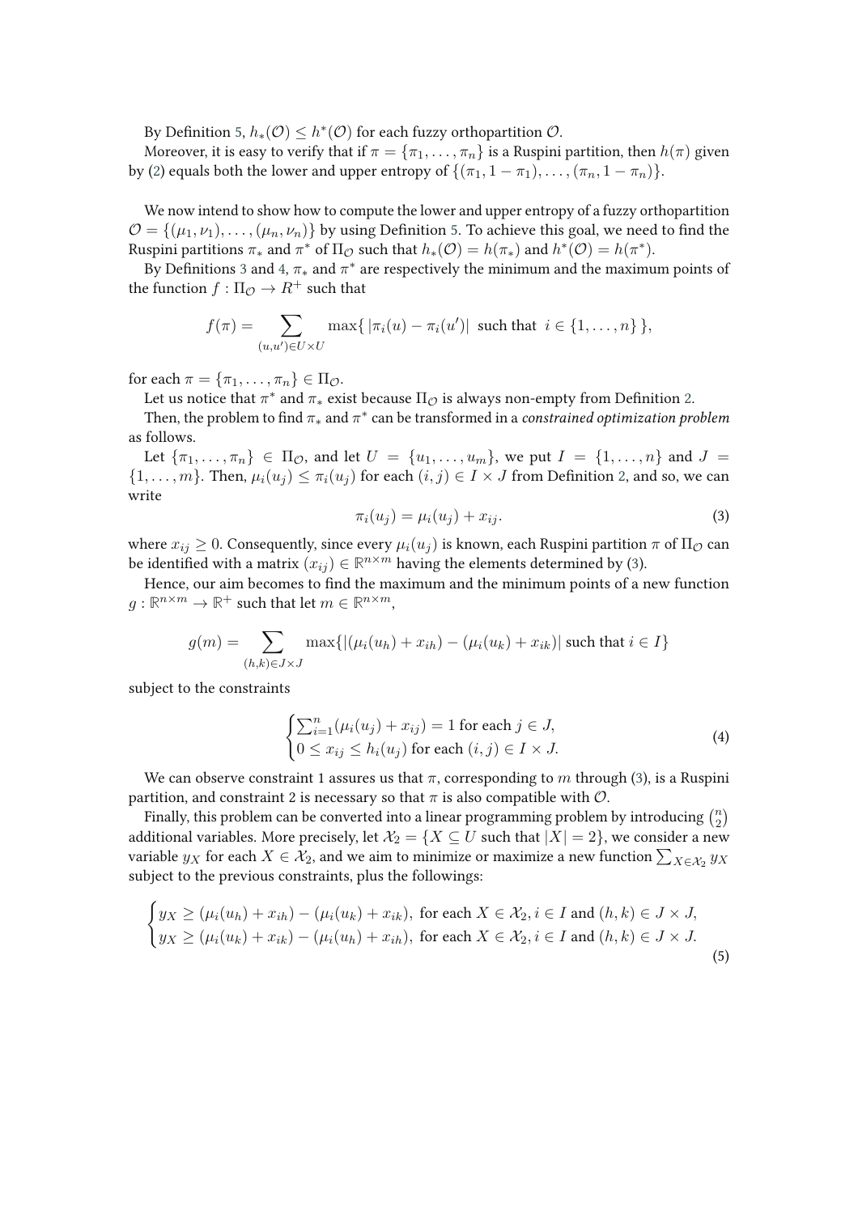By Definition 5, $h_*(\mathcal{O}) \leq h^*(\mathcal{O})$ for each fuzzy orthopartition $\mathcal{O}$.

Moreover, it is easy to verify that if $\pi = \{\pi_1, \ldots, \pi_n\}$ is a Ruspini partition, then $h(\pi)$ given by (2) equals both the lower and upper entropy of $\{(\pi_1, 1 - \pi_1), \ldots, (\pi_n, 1 - \pi_n)\}$.

We now intend to show how to compute the lower and upper entropy of a fuzzy orthopartition $\mathcal{O} = \{(\mu_1, \nu_1), \ldots, (\mu_n, \nu_n)\}$ by using Definition 5. To achieve this goal, we need to find the Ruspini partitions $\pi_*$ and $\pi^*$ of $\Pi_{\mathcal{O}}$ such that $h_*(\mathcal{O}) = h(\pi_*)$ and $h^*(\mathcal{O}) = h(\pi^*)$.

By Definitions 3 and 4, $\pi_*$ and $\pi^*$ are respectively the minimum and the maximum points of the function $f : \Pi_{\mathcal{O}} \to R^+$ such that

$$f(\pi) = \sum_{(u,u') \in U \times U} \max\{\, |\pi_i(u) - \pi_i(u')| \text{ such that } i \in \{1, \ldots, n\}\,\},$$

for each $\pi = \{\pi_1, \ldots, \pi_n\} \in \Pi_{\mathcal{O}}$.

Let us notice that $\pi^*$ and $\pi_*$ exist because $\Pi_{\mathcal{O}}$ is always non-empty from Definition 2.

Then, the problem to find $\pi_*$ and $\pi^*$ can be transformed in a *constrained optimization problem* as follows.

Let $\{\pi_1, \ldots, \pi_n\} \in \Pi_{\mathcal{O}}$, and let $U = \{u_1, \ldots, u_m\}$, we put $I = \{1, \ldots, n\}$ and $J = \{1, \ldots, m\}$. Then, $\mu_i(u_j) \leq \pi_i(u_j)$ for each $(i, j) \in I \times J$ from Definition 2, and so, we can write

$$\pi_i(u_j) = \mu_i(u_j) + x_{ij}. \tag{3}$$

where $x_{ij} \geq 0$. Consequently, since every $\mu_i(u_j)$ is known, each Ruspini partition $\pi$ of $\Pi_{\mathcal{O}}$ can be identified with a matrix $(x_{ij}) \in \mathbb{R}^{n \times m}$ having the elements determined by (3).

Hence, our aim becomes to find the maximum and the minimum points of a new function $g : \mathbb{R}^{n \times m} \to \mathbb{R}^+$ such that let $m \in \mathbb{R}^{n \times m}$,

$$g(m) = \sum_{(h,k) \in J \times J} \max\{|(\mu_i(u_h) + x_{ih}) - (\mu_i(u_k) + x_{ik})| \text{ such that } i \in I\}$$

subject to the constraints

$$\begin{cases} \sum_{i=1}^{n} (\mu_i(u_j) + x_{ij}) = 1 \text{ for each } j \in J, \\ 0 \leq x_{ij} \leq h_i(u_j) \text{ for each } (i, j) \in I \times J. \end{cases} \tag{4}$$

We can observe constraint 1 assures us that $\pi$, corresponding to $m$ through (3), is a Ruspini partition, and constraint 2 is necessary so that $\pi$ is also compatible with $\mathcal{O}$.

Finally, this problem can be converted into a linear programming problem by introducing $\binom{n}{2}$ additional variables. More precisely, let $\mathcal{X}_2 = \{X \subseteq U \text{ such that } |X| = 2\}$, we consider a new variable $y_X$ for each $X \in \mathcal{X}_2$, and we aim to minimize or maximize a new function $\sum_{X \in \mathcal{X}_2} y_X$ subject to the previous constraints, plus the followings:

$$\begin{cases} y_X \geq (\mu_i(u_h) + x_{ih}) - (\mu_i(u_k) + x_{ik}), \text{ for each } X \in \mathcal{X}_2, i \in I \text{ and } (h, k) \in J \times J, \\ y_X \geq (\mu_i(u_k) + x_{ik}) - (\mu_i(u_h) + x_{ih}), \text{ for each } X \in \mathcal{X}_2, i \in I \text{ and } (h, k) \in J \times J. \end{cases} \tag{5}$$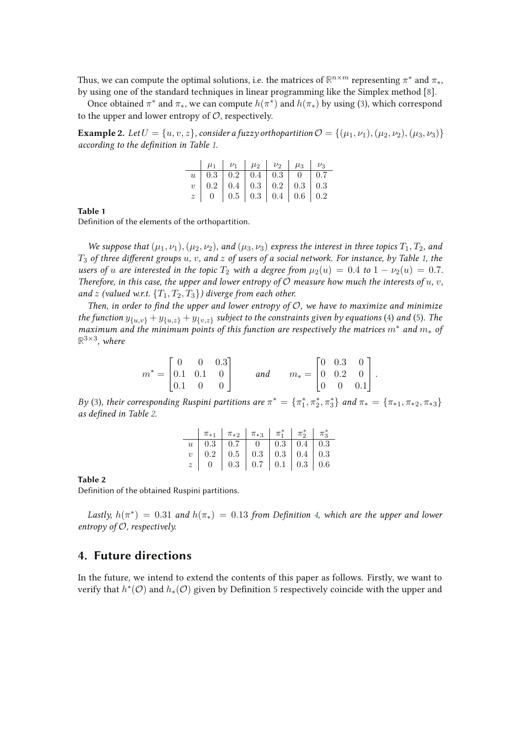Thus, we can compute the optimal solutions, i.e. the matrices of $\mathbb{R}^{n\times m}$ representing $\pi^*$ and $\pi_*$, by using one of the standard techniques in linear programming like the Simplex method [8].

Once obtained $\pi^*$ and $\pi_*$, we can compute $h(\pi^*)$ and $h(\pi_*)$ by using (3), which correspond to the upper and lower entropy of $\mathcal{O}$, respectively.

**Example 2.** *Let $U = \{u, v, z\}$, consider a fuzzy orthopartition $\mathcal{O} = \{(\mu_1, \nu_1), (\mu_2, \nu_2), (\mu_3, \nu_3)\}$ according to the definition in Table 1.*

| | $\mu_1$ | $\nu_1$ | $\mu_2$ | $\nu_2$ | $\mu_3$ | $\nu_3$ |
|---|---|---|---|---|---|---|
| $u$ | 0.3 | 0.2 | 0.4 | 0.3 | 0 | 0.7 |
| $v$ | 0.2 | 0.4 | 0.3 | 0.2 | 0.3 | 0.3 |
| $z$ | 0 | 0.5 | 0.3 | 0.4 | 0.6 | 0.2 |

**Table 1**
Definition of the elements of the orthopartition.

*We suppose that $(\mu_1, \nu_1)$, $(\mu_2, \nu_2)$, and $(\mu_3, \nu_3)$ express the interest in three topics $T_1, T_2$, and $T_3$ of three different groups $u$, $v$, and $z$ of users of a social network. For instance, by Table 1, the users of $u$ are interested in the topic $T_2$ with a degree from $\mu_2(u) = 0.4$ to $1 - \nu_2(u) = 0.7$. Therefore, in this case, the upper and lower entropy of $\mathcal{O}$ measure how much the interests of $u$, $v$, and $z$ (valued w.r.t. $\{T_1, T_2, T_3\}$) diverge from each other.*

*Then, in order to find the upper and lower entropy of $\mathcal{O}$, we have to maximize and minimize the function $y_{\{u,v\}} + y_{\{u,z\}} + y_{\{v,z\}}$ subject to the constraints given by equations (4) and (5). The maximum and the minimum points of this function are respectively the matrices $m^*$ and $m_*$ of $\mathbb{R}^{3\times 3}$, where*

$$m^* = \begin{bmatrix} 0 & 0 & 0.3 \\ 0.1 & 0.1 & 0 \\ 0.1 & 0 & 0 \end{bmatrix} \qquad \text{and} \qquad m_* = \begin{bmatrix} 0 & 0.3 & 0 \\ 0 & 0.2 & 0 \\ 0 & 0 & 0.1 \end{bmatrix}.$$

*By (3), their corresponding Ruspini partitions are $\pi^* = \{\pi_1^*, \pi_2^*, \pi_3^*\}$ and $\pi_* = \{\pi_{*1}, \pi_{*2}, \pi_{*3}\}$ as defined in Table 2.*

| | $\pi_{*1}$ | $\pi_{*2}$ | $\pi_{*3}$ | $\pi_1^*$ | $\pi_2^*$ | $\pi_3^*$ |
|---|---|---|---|---|---|---|
| $u$ | 0.3 | 0.7 | 0 | 0.3 | 0.4 | 0.3 |
| $v$ | 0.2 | 0.5 | 0.3 | 0.3 | 0.4 | 0.3 |
| $z$ | 0 | 0.3 | 0.7 | 0.1 | 0.3 | 0.6 |

**Table 2**
Definition of the obtained Ruspini partitions.

*Lastly, $h(\pi^*) = 0.31$ and $h(\pi_*) = 0.13$ from Definition 4, which are the upper and lower entropy of $\mathcal{O}$, respectively.*

## 4. Future directions

In the future, we intend to extend the contents of this paper as follows. Firstly, we want to verify that $h^*(\mathcal{O})$ and $h_*(\mathcal{O})$ given by Definition 5 respectively coincide with the upper and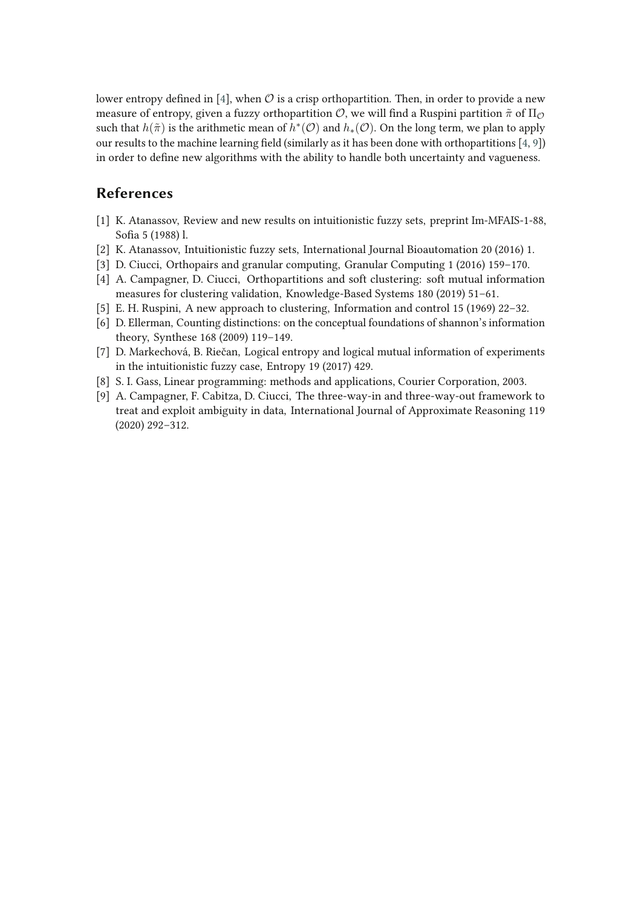lower entropy defined in [4], when $\mathcal{O}$ is a crisp orthopartition. Then, in order to provide a new measure of entropy, given a fuzzy orthopartition $\mathcal{O}$, we will find a Ruspini partition $\tilde{\pi}$ of $\Pi_{\mathcal{O}}$ such that $h(\tilde{\pi})$ is the arithmetic mean of $h^*(\mathcal{O})$ and $h_*(\mathcal{O})$. On the long term, we plan to apply our results to the machine learning field (similarly as it has been done with orthopartitions [4, 9]) in order to define new algorithms with the ability to handle both uncertainty and vagueness.

## References

[1] K. Atanassov, Review and new results on intuitionistic fuzzy sets, preprint Im-MFAIS-1-88, Sofia 5 (1988) l.

[2] K. Atanassov, Intuitionistic fuzzy sets, International Journal Bioautomation 20 (2016) 1.

[3] D. Ciucci, Orthopairs and granular computing, Granular Computing 1 (2016) 159–170.

[4] A. Campagner, D. Ciucci, Orthopartitions and soft clustering: soft mutual information measures for clustering validation, Knowledge-Based Systems 180 (2019) 51–61.

[5] E. H. Ruspini, A new approach to clustering, Information and control 15 (1969) 22–32.

[6] D. Ellerman, Counting distinctions: on the conceptual foundations of shannon's information theory, Synthese 168 (2009) 119–149.

[7] D. Markechová, B. Riečan, Logical entropy and logical mutual information of experiments in the intuitionistic fuzzy case, Entropy 19 (2017) 429.

[8] S. I. Gass, Linear programming: methods and applications, Courier Corporation, 2003.

[9] A. Campagner, F. Cabitza, D. Ciucci, The three-way-in and three-way-out framework to treat and exploit ambiguity in data, International Journal of Approximate Reasoning 119 (2020) 292–312.